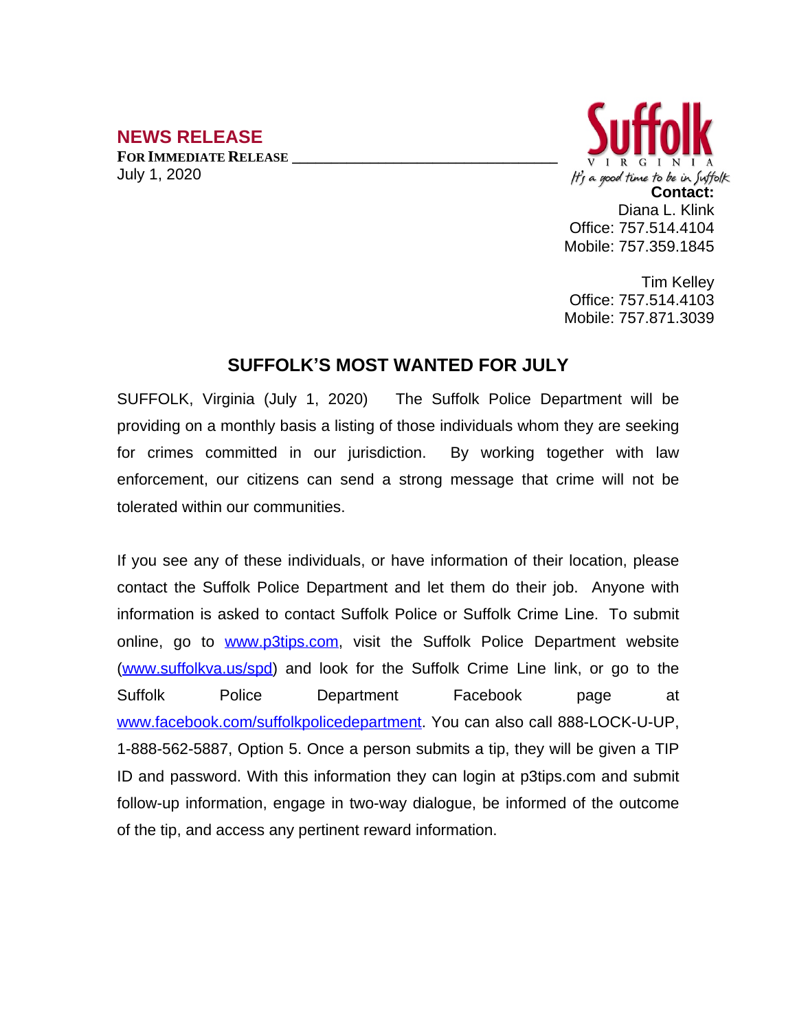## NEWS RELEASE

**FOR IMMEDIATE RELEASE** \_\_\_\_\_\_\_\_\_\_\_\_\_\_\_\_\_\_\_\_\_\_\_\_\_\_\_\_\_\_\_\_\_\_

July 1, 2020

Suffolk
VIRGINIA
It's a good time to be in Suffolk

**Contact:**
Diana L. Klink
Office: 757.514.4104
Mobile: 757.359.1845

Tim Kelley
Office: 757.514.4103
Mobile: 757.871.3039

# SUFFOLK'S MOST WANTED FOR JULY

SUFFOLK, Virginia (July 1, 2020) The Suffolk Police Department will be providing on a monthly basis a listing of those individuals whom they are seeking for crimes committed in our jurisdiction. By working together with law enforcement, our citizens can send a strong message that crime will not be tolerated within our communities.

If you see any of these individuals, or have information of their location, please contact the Suffolk Police Department and let them do their job. Anyone with information is asked to contact Suffolk Police or Suffolk Crime Line. To submit online, go to www.p3tips.com, visit the Suffolk Police Department website (www.suffolkva.us/spd) and look for the Suffolk Crime Line link, or go to the Suffolk Police Department Facebook page at www.facebook.com/suffolkpolicedepartment. You can also call 888-LOCK-U-UP, 1-888-562-5887, Option 5. Once a person submits a tip, they will be given a TIP ID and password. With this information they can login at p3tips.com and submit follow-up information, engage in two-way dialogue, be informed of the outcome of the tip, and access any pertinent reward information.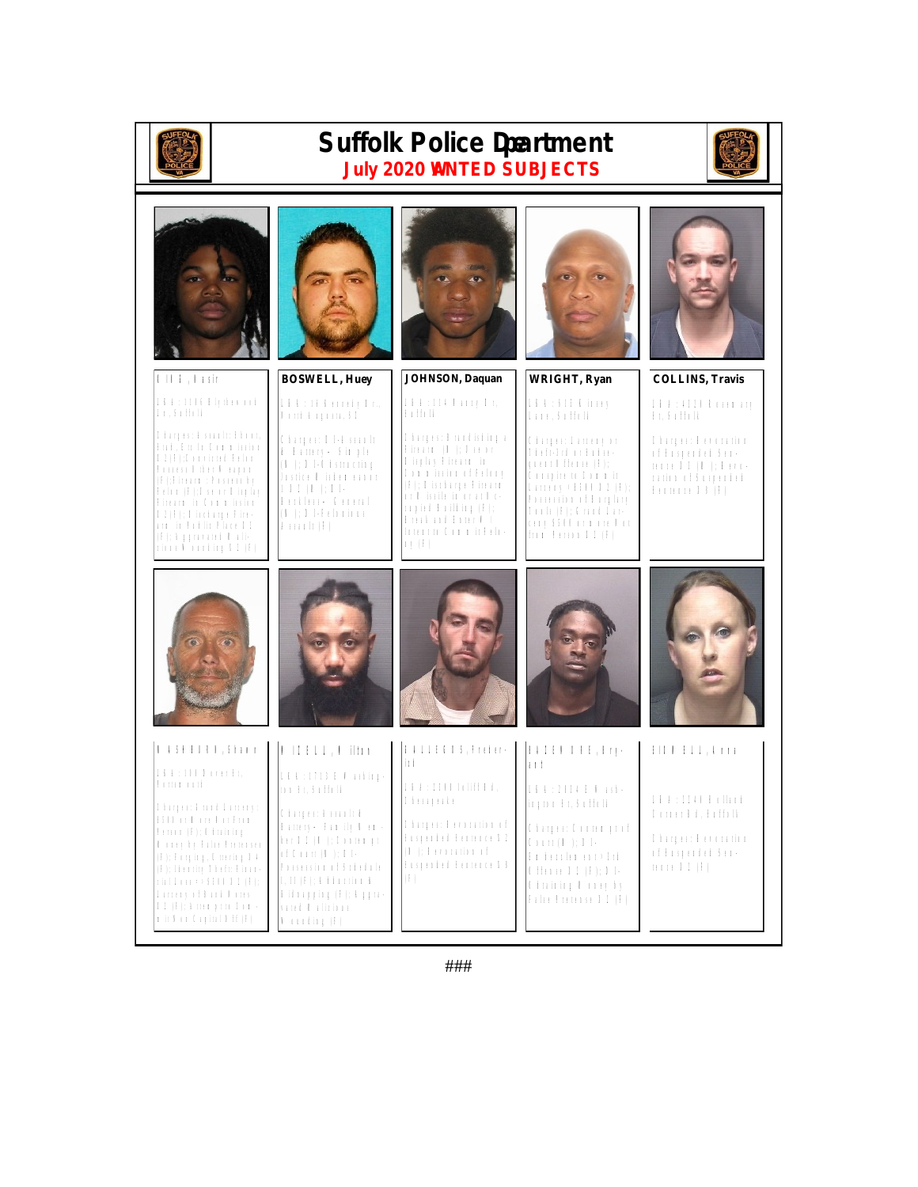# Suffolk Police Department

## July 2020 WANTED SUBJECTS

**BOSWELL, Huey**

**JOHNSON, Daquan**

**WRIGHT, Ryan**

**COLLINS, Travis**

###